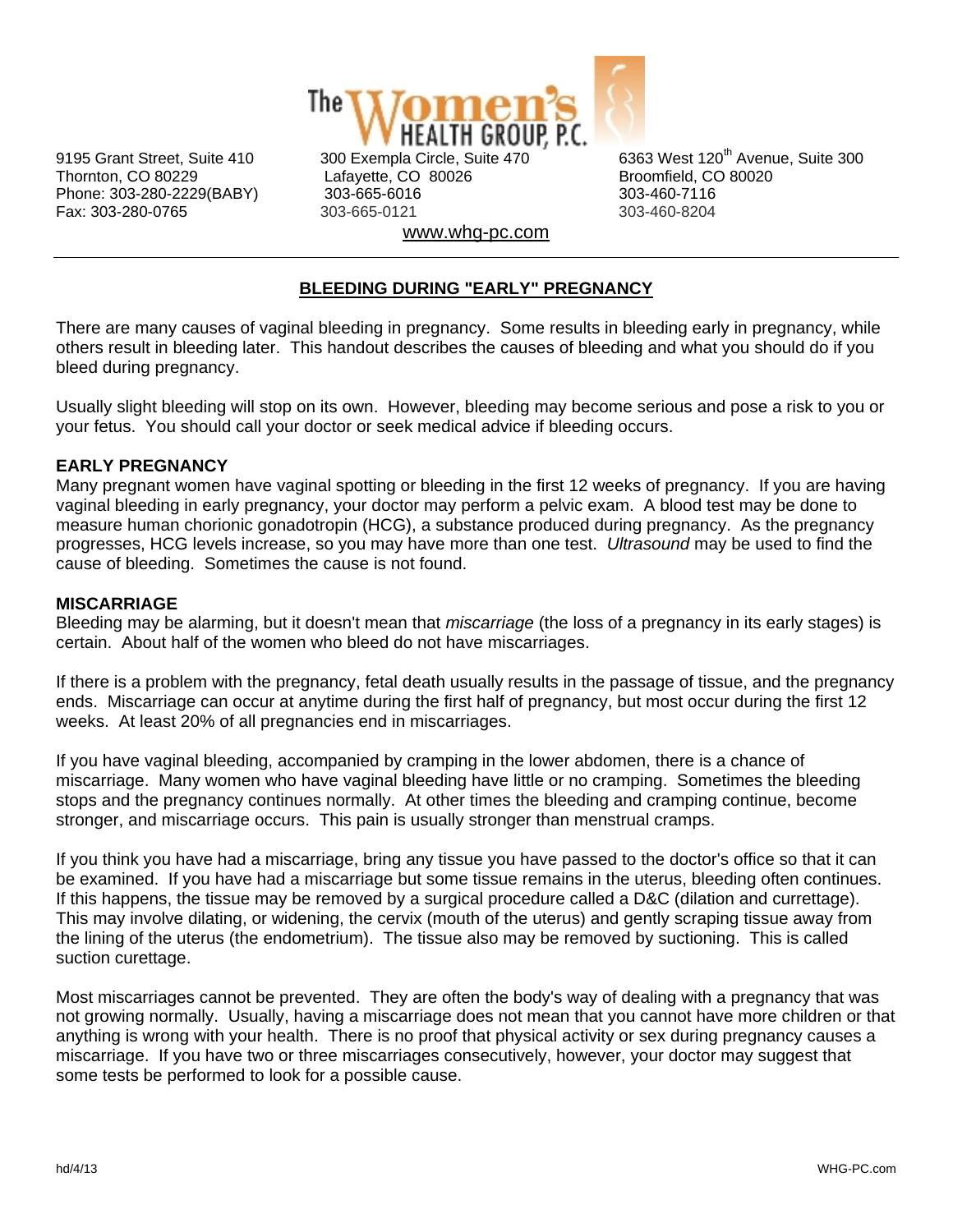# The Women's Health Group, P.C.

9195 Grant Street, Suite 410
Thornton, CO 80229
Phone: 303-280-2229(BABY)
Fax: 303-280-0765

300 Exempla Circle, Suite 470
Lafayette, CO 80026
303-665-6016
303-665-0121

6363 West 120th Avenue, Suite 300
Broomfield, CO 80020
303-460-7116
303-460-8204

www.whg-pc.com

---

## BLEEDING DURING "EARLY" PREGNANCY

There are many causes of vaginal bleeding in pregnancy. Some results in bleeding early in pregnancy, while others result in bleeding later. This handout describes the causes of bleeding and what you should do if you bleed during pregnancy.

Usually slight bleeding will stop on its own. However, bleeding may become serious and pose a risk to you or your fetus. You should call your doctor or seek medical advice if bleeding occurs.

### EARLY PREGNANCY

Many pregnant women have vaginal spotting or bleeding in the first 12 weeks of pregnancy. If you are having vaginal bleeding in early pregnancy, your doctor may perform a pelvic exam. A blood test may be done to measure human chorionic gonadotropin (HCG), a substance produced during pregnancy. As the pregnancy progresses, HCG levels increase, so you may have more than one test. *Ultrasound* may be used to find the cause of bleeding. Sometimes the cause is not found.

### MISCARRIAGE

Bleeding may be alarming, but it doesn't mean that *miscarriage* (the loss of a pregnancy in its early stages) is certain. About half of the women who bleed do not have miscarriages.

If there is a problem with the pregnancy, fetal death usually results in the passage of tissue, and the pregnancy ends. Miscarriage can occur at anytime during the first half of pregnancy, but most occur during the first 12 weeks. At least 20% of all pregnancies end in miscarriages.

If you have vaginal bleeding, accompanied by cramping in the lower abdomen, there is a chance of miscarriage. Many women who have vaginal bleeding have little or no cramping. Sometimes the bleeding stops and the pregnancy continues normally. At other times the bleeding and cramping continue, become stronger, and miscarriage occurs. This pain is usually stronger than menstrual cramps.

If you think you have had a miscarriage, bring any tissue you have passed to the doctor's office so that it can be examined. If you have had a miscarriage but some tissue remains in the uterus, bleeding often continues. If this happens, the tissue may be removed by a surgical procedure called a D&C (dilation and currettage). This may involve dilating, or widening, the cervix (mouth of the uterus) and gently scraping tissue away from the lining of the uterus (the endometrium). The tissue also may be removed by suctioning. This is called suction curettage.

Most miscarriages cannot be prevented. They are often the body's way of dealing with a pregnancy that was not growing normally. Usually, having a miscarriage does not mean that you cannot have more children or that anything is wrong with your health. There is no proof that physical activity or sex during pregnancy causes a miscarriage. If you have two or three miscarriages consecutively, however, your doctor may suggest that some tests be performed to look for a possible cause.

hd/4/13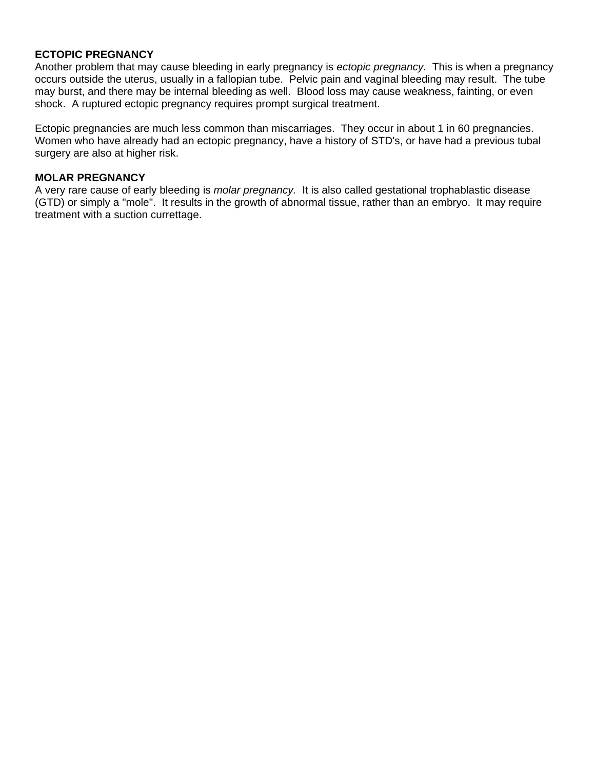**ECTOPIC PREGNANCY**
Another problem that may cause bleeding in early pregnancy is *ectopic pregnancy.* This is when a pregnancy occurs outside the uterus, usually in a fallopian tube. Pelvic pain and vaginal bleeding may result. The tube may burst, and there may be internal bleeding as well. Blood loss may cause weakness, fainting, or even shock. A ruptured ectopic pregnancy requires prompt surgical treatment.

Ectopic pregnancies are much less common than miscarriages. They occur in about 1 in 60 pregnancies. Women who have already had an ectopic pregnancy, have a history of STD's, or have had a previous tubal surgery are also at higher risk.

**MOLAR PREGNANCY**
A very rare cause of early bleeding is *molar pregnancy.* It is also called gestational trophablastic disease (GTD) or simply a "mole". It results in the growth of abnormal tissue, rather than an embryo. It may require treatment with a suction currettage.